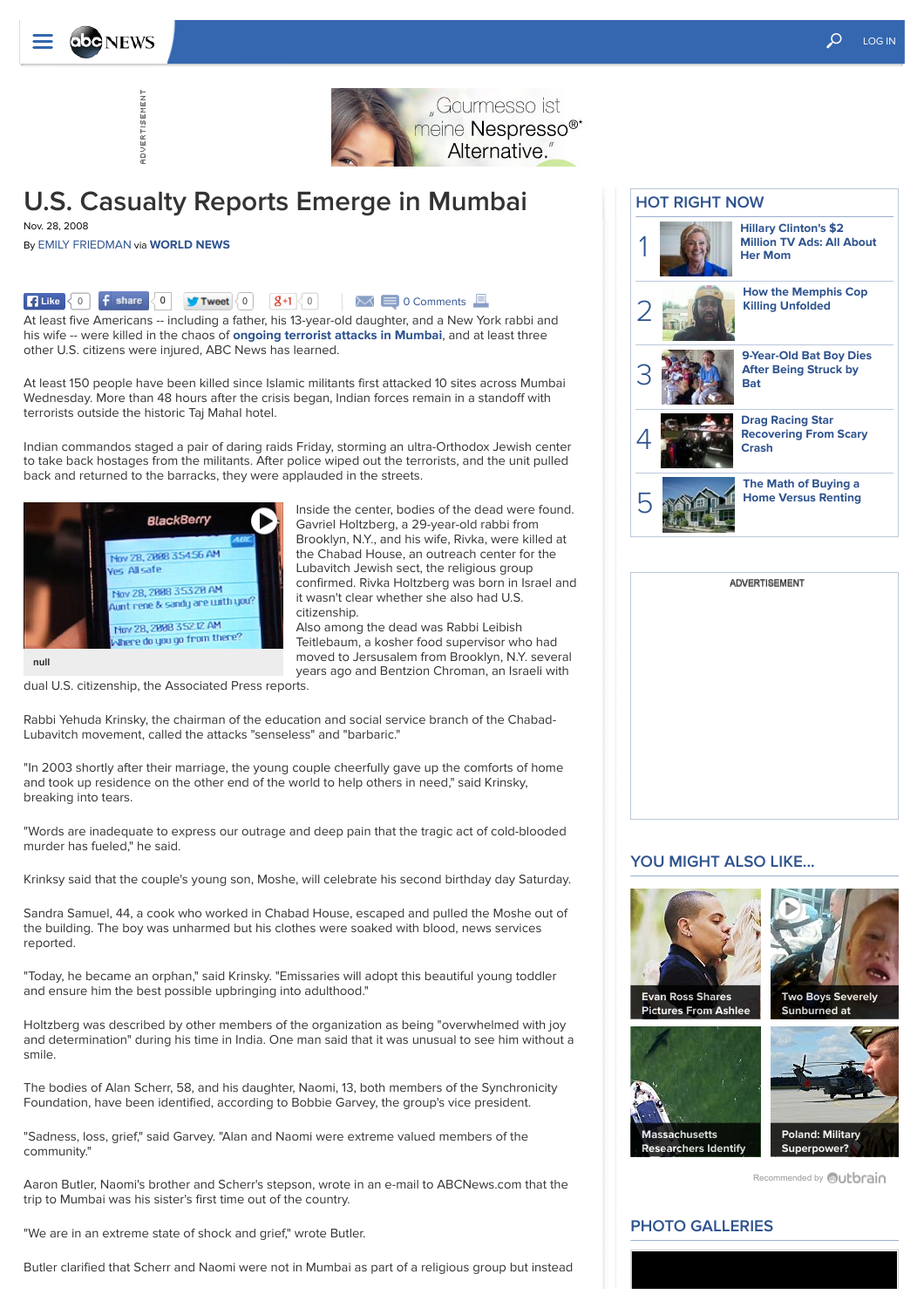# U.S. Casualty Reports Emerge in Mumbai

Nov. 28, 2008

By EMILY FRIEDMAN via WORLD NEWS

At least five Americans -- including a father, his 13-year-old daughter, and a New York rabbi and his wife -- were killed in the chaos of **ongoing terrorist attacks in Mumbai**, and at least three other U.S. citizens were injured, ABC News has learned.

At least 150 people have been killed since Islamic militants first attacked 10 sites across Mumbai Wednesday. More than 48 hours after the crisis began, Indian forces remain in a standoff with terrorists outside the historic Taj Mahal hotel.

Indian commandos staged a pair of daring raids Friday, storming an ultra-Orthodox Jewish center to take back hostages from the militants. After police wiped out the terrorists, and the unit pulled back and returned to the barracks, they were applauded in the streets.

null

Inside the center, bodies of the dead were found. Gavriel Holtzberg, a 29-year-old rabbi from Brooklyn, N.Y., and his wife, Rivka, were killed at the Chabad House, an outreach center for the Lubavitch Jewish sect, the religious group confirmed. Rivka Holtzberg was born in Israel and it wasn't clear whether she also had U.S. citizenship.

Also among the dead was Rabbi Leibish Teitlebaum, a kosher food supervisor who had moved to Jersusalem from Brooklyn, N.Y. several years ago and Bentzion Chroman, an Israeli with dual U.S. citizenship, the Associated Press reports.

Rabbi Yehuda Krinsky, the chairman of the education and social service branch of the Chabad-Lubavitch movement, called the attacks "senseless" and "barbaric."

"In 2003 shortly after their marriage, the young couple cheerfully gave up the comforts of home and took up residence on the other end of the world to help others in need," said Krinsky, breaking into tears.

"Words are inadequate to express our outrage and deep pain that the tragic act of cold-blooded murder has fueled," he said.

Krinksy said that the couple's young son, Moshe, will celebrate his second birthday day Saturday.

Sandra Samuel, 44, a cook who worked in Chabad House, escaped and pulled the Moshe out of the building. The boy was unharmed but his clothes were soaked with blood, news services reported.

"Today, he became an orphan," said Krinsky. "Emissaries will adopt this beautiful young toddler and ensure him the best possible upbringing into adulthood."

Holtzberg was described by other members of the organization as being "overwhelmed with joy and determination" during his time in India. One man said that it was unusual to see him without a smile.

The bodies of Alan Scherr, 58, and his daughter, Naomi, 13, both members of the Synchronicity Foundation, have been identified, according to Bobbie Garvey, the group's vice president.

"Sadness, loss, grief," said Garvey. "Alan and Naomi were extreme valued members of the community."

Aaron Butler, Naomi's brother and Scherr's stepson, wrote in an e-mail to ABCNews.com that the trip to Mumbai was his sister's first time out of the country.

"We are in an extreme state of shock and grief," wrote Butler.

Butler clarified that Scherr and Naomi were not in Mumbai as part of a religious group but instead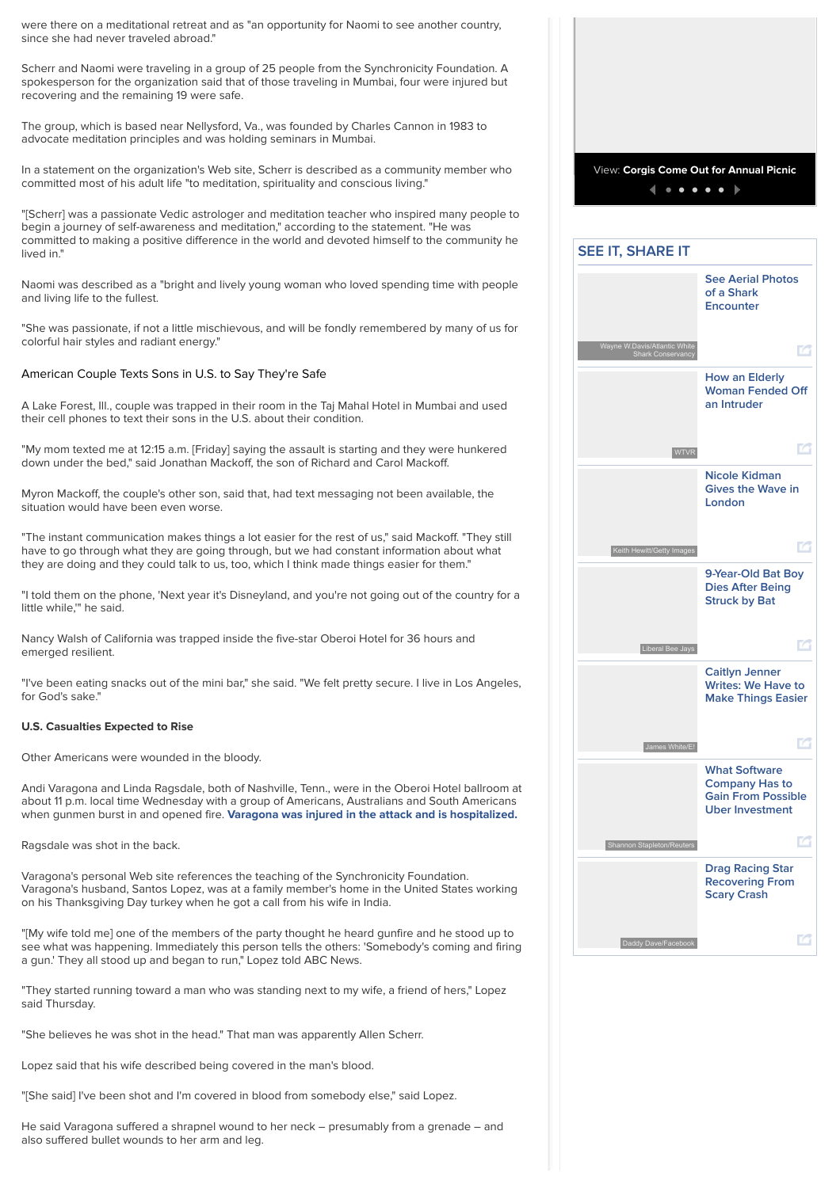were there on a meditational retreat and as "an opportunity for Naomi to see another country, since she had never traveled abroad."

Scherr and Naomi were traveling in a group of 25 people from the Synchronicity Foundation. A spokesperson for the organization said that of those traveling in Mumbai, four were injured but recovering and the remaining 19 were safe.

The group, which is based near Nellysford, Va., was founded by Charles Cannon in 1983 to advocate meditation principles and was holding seminars in Mumbai.

In a statement on the organization's Web site, Scherr is described as a community member who committed most of his adult life "to meditation, spirituality and conscious living."

"[Scherr] was a passionate Vedic astrologer and meditation teacher who inspired many people to begin a journey of self-awareness and meditation," according to the statement. "He was committed to making a positive difference in the world and devoted himself to the community he lived in."

Naomi was described as a "bright and lively young woman who loved spending time with people and living life to the fullest.

"She was passionate, if not a little mischievous, and will be fondly remembered by many of us for colorful hair styles and radiant energy."

### American Couple Texts Sons in U.S. to Say They're Safe

A Lake Forest, Ill., couple was trapped in their room in the Taj Mahal Hotel in Mumbai and used their cell phones to text their sons in the U.S. about their condition.

"My mom texted me at 12:15 a.m. [Friday] saying the assault is starting and they were hunkered down under the bed," said Jonathan Mackoff, the son of Richard and Carol Mackoff.

Myron Mackoff, the couple's other son, said that, had text messaging not been available, the situation would have been even worse.

"The instant communication makes things a lot easier for the rest of us," said Mackoff. "They still have to go through what they are going through, but we had constant information about what they are doing and they could talk to us, too, which I think made things easier for them."

"I told them on the phone, 'Next year it's Disneyland, and you're not going out of the country for a little while,'" he said.

Nancy Walsh of California was trapped inside the five-star Oberoi Hotel for 36 hours and emerged resilient.

"I've been eating snacks out of the mini bar," she said. "We felt pretty secure. I live in Los Angeles, for God's sake."

### U.S. Casualties Expected to Rise

Other Americans were wounded in the bloody.

Andi Varagona and Linda Ragsdale, both of Nashville, Tenn., were in the Oberoi Hotel ballroom at about 11 p.m. local time Wednesday with a group of Americans, Australians and South Americans when gunmen burst in and opened fire. **Varagona was injured in the attack and is hospitalized.**

Ragsdale was shot in the back.

Varagona's personal Web site references the teaching of the Synchronicity Foundation. Varagona's husband, Santos Lopez, was at a family member's home in the United States working on his Thanksgiving Day turkey when he got a call from his wife in India.

"[My wife told me] one of the members of the party thought he heard gunfire and he stood up to see what was happening. Immediately this person tells the others: 'Somebody's coming and firing a gun.' They all stood up and began to run," Lopez told ABC News.

"They started running toward a man who was standing next to my wife, a friend of hers," Lopez said Thursday.

"She believes he was shot in the head." That man was apparently Allen Scherr.

Lopez said that his wife described being covered in the man's blood.

"[She said] I've been shot and I'm covered in blood from somebody else," said Lopez.

He said Varagona suffered a shrapnel wound to her neck – presumably from a grenade – and also suffered bullet wounds to her arm and leg.

View: **Corgis Come Out for Annual Picnic**

## SEE IT, SHARE IT

- See Aerial Photos of a Shark Encounter (Wayne W.Davis/Atlantic White Shark Conservancy)
- How an Elderly Woman Fended Off an Intruder (WTVR)
- Nicole Kidman Gives the Wave in London (Keith Hewitt/Getty Images)
- 9-Year-Old Bat Boy Dies After Being Struck by Bat (Liberal Bee Jays)
- Caitlyn Jenner Writes: We Have to Make Things Easier (James White/E!)
- What Software Company Has to Gain From Possible Uber Investment (Shannon Stapleton/Reuters)
- Drag Racing Star Recovering From Scary Crash (Daddy Dave/Facebook)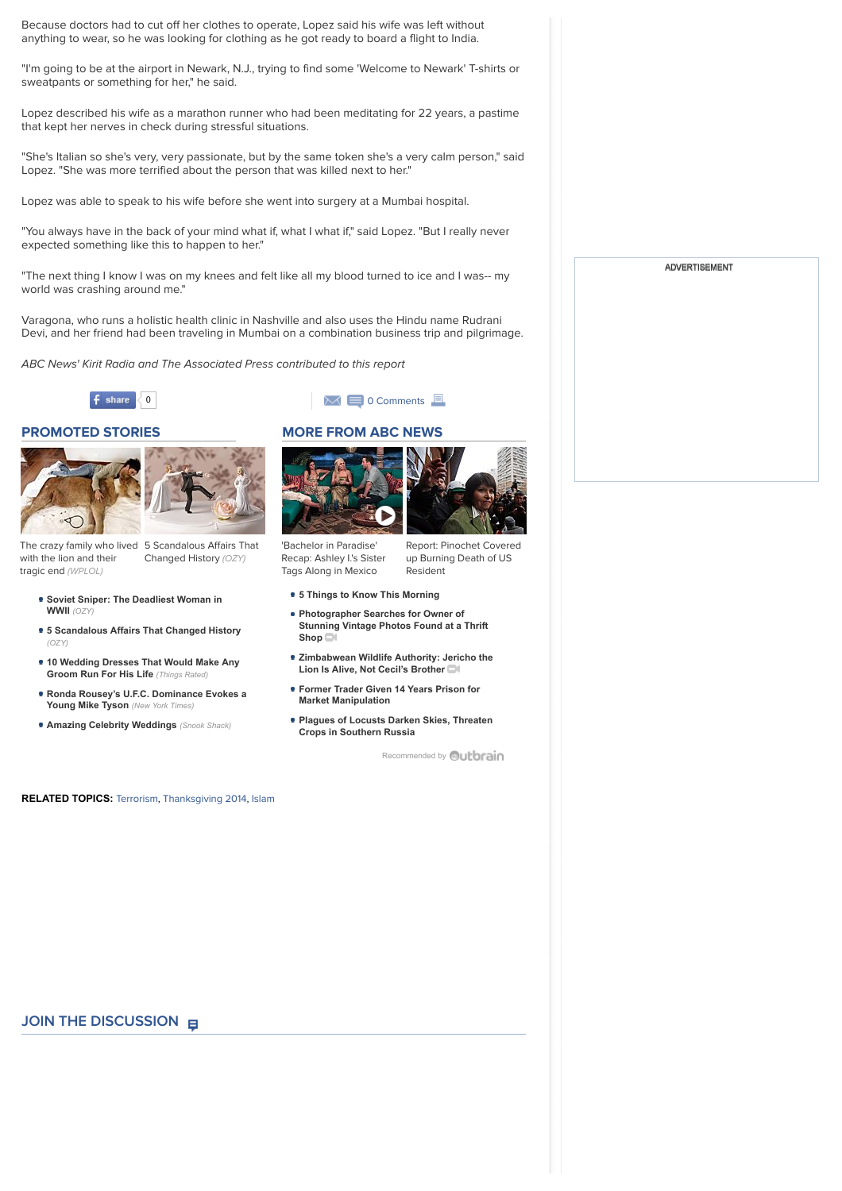Because doctors had to cut off her clothes to operate, Lopez said his wife was left without anything to wear, so he was looking for clothing as he got ready to board a flight to India.

"I'm going to be at the airport in Newark, N.J., trying to find some 'Welcome to Newark' T-shirts or sweatpants or something for her," he said.

Lopez described his wife as a marathon runner who had been meditating for 22 years, a pastime that kept her nerves in check during stressful situations.

"She's Italian so she's very, very passionate, but by the same token she's a very calm person," said Lopez. "She was more terrified about the person that was killed next to her."

Lopez was able to speak to his wife before she went into surgery at a Mumbai hospital.

"You always have in the back of your mind what if, what I what if," said Lopez. "But I really never expected something like this to happen to her."

"The next thing I know I was on my knees and felt like all my blood turned to ice and I was-- my world was crashing around me."

Varagona, who runs a holistic health clinic in Nashville and also uses the Hindu name Rudrani Devi, and her friend had been traveling in Mumbai on a combination business trip and pilgrimage.

*ABC News' Kirit Radia and The Associated Press contributed to this report*

share 0

0 Comments

## PROMOTED STORIES

The crazy family who lived with the lion and their tragic end *(WPLOL)*

5 Scandalous Affairs That Changed History *(OZY)*

- **Soviet Sniper: The Deadliest Woman in WWII** *(OZY)*
- **5 Scandalous Affairs That Changed History** *(OZY)*
- **10 Wedding Dresses That Would Make Any Groom Run For His Life** *(Things Rated)*
- **Ronda Rousey's U.F.C. Dominance Evokes a Young Mike Tyson** *(New York Times)*
- **Amazing Celebrity Weddings** *(Snook Shack)*

## MORE FROM ABC NEWS

'Bachelor in Paradise' Recap: Ashley I.'s Sister Tags Along in Mexico

Report: Pinochet Covered up Burning Death of US Resident

- **5 Things to Know This Morning**
- **Photographer Searches for Owner of Stunning Vintage Photos Found at a Thrift Shop**
- **Zimbabwean Wildlife Authority: Jericho the Lion Is Alive, Not Cecil's Brother**
- **Former Trader Given 14 Years Prison for Market Manipulation**
- **Plagues of Locusts Darken Skies, Threaten Crops in Southern Russia**

Recommended by Outbrain

**RELATED TOPICS:** Terrorism, Thanksgiving 2014, Islam

## JOIN THE DISCUSSION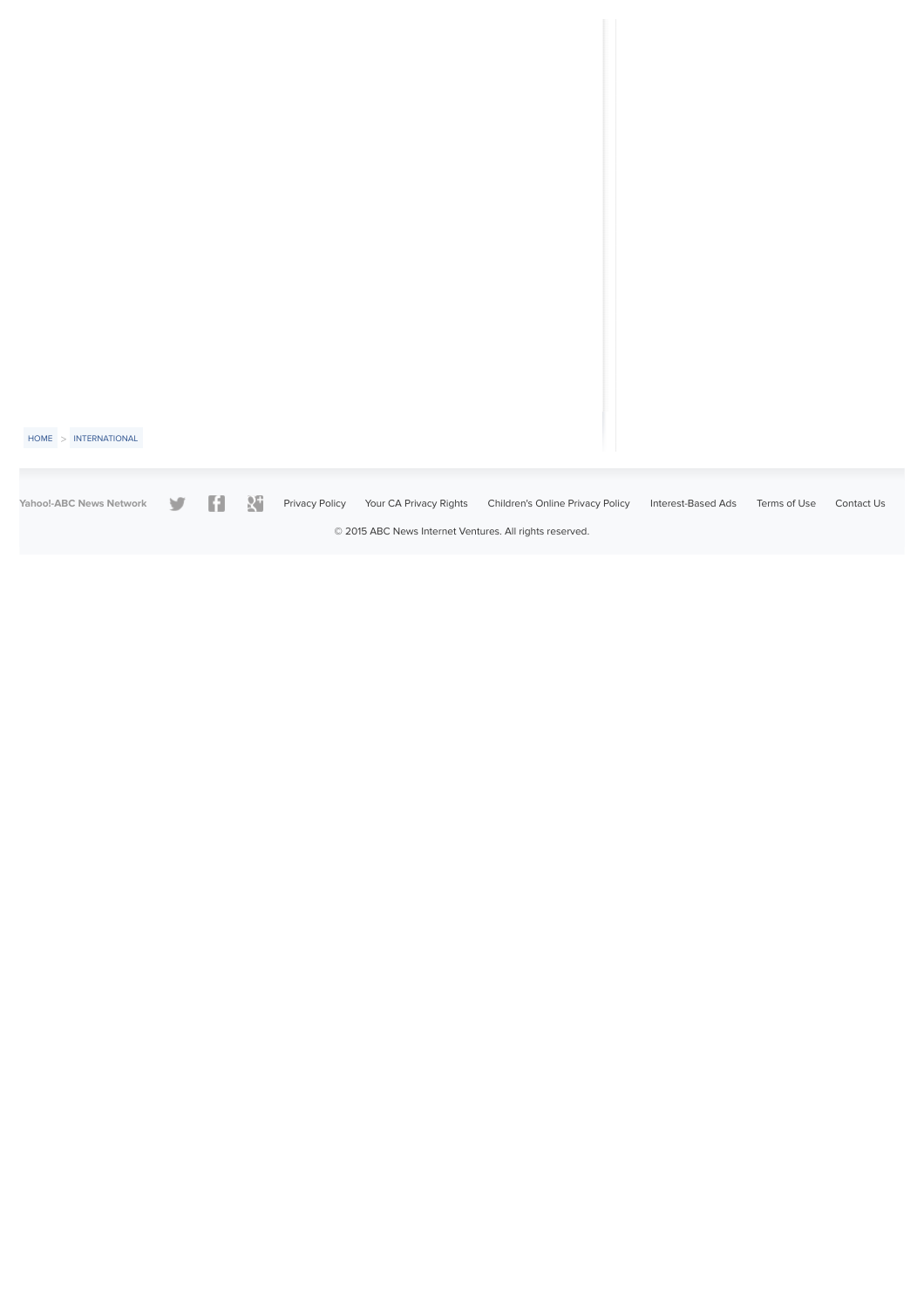HOME > INTERNATIONAL

Yahoo!-ABC News Network | Privacy Policy | Your CA Privacy Rights | Children's Online Privacy Policy | Interest-Based Ads | Terms of Use | Contact Us

© 2015 ABC News Internet Ventures. All rights reserved.